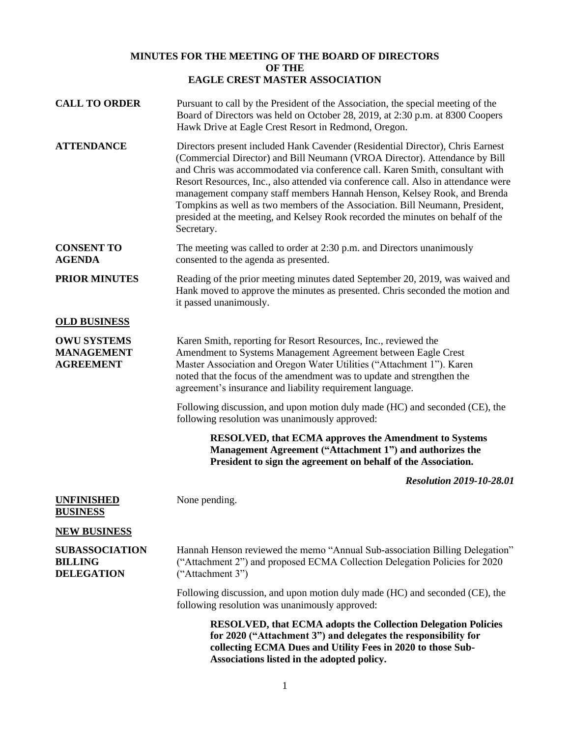# MINUTES FOR THE MEETING OF THE BOARD OF DIRECTORS
# OF THE
# EAGLE CREST MASTER ASSOCIATION

**CALL TO ORDER**

Pursuant to call by the President of the Association, the special meeting of the Board of Directors was held on October 28, 2019, at 2:30 p.m. at 8300 Coopers Hawk Drive at Eagle Crest Resort in Redmond, Oregon.

**ATTENDANCE**

Directors present included Hank Cavender (Residential Director), Chris Earnest (Commercial Director) and Bill Neumann (VROA Director). Attendance by Bill and Chris was accommodated via conference call. Karen Smith, consultant with Resort Resources, Inc., also attended via conference call. Also in attendance were management company staff members Hannah Henson, Kelsey Rook, and Brenda Tompkins as well as two members of the Association. Bill Neumann, President, presided at the meeting, and Kelsey Rook recorded the minutes on behalf of the Secretary.

**CONSENT TO AGENDA**

The meeting was called to order at 2:30 p.m. and Directors unanimously consented to the agenda as presented.

**PRIOR MINUTES**

Reading of the prior meeting minutes dated September 20, 2019, was waived and Hank moved to approve the minutes as presented. Chris seconded the motion and it passed unanimously.

## OLD BUSINESS

**OWU SYSTEMS MANAGEMENT AGREEMENT**

Karen Smith, reporting for Resort Resources, Inc., reviewed the Amendment to Systems Management Agreement between Eagle Crest Master Association and Oregon Water Utilities ("Attachment 1"). Karen noted that the focus of the amendment was to update and strengthen the agreement's insurance and liability requirement language.

Following discussion, and upon motion duly made (HC) and seconded (CE), the following resolution was unanimously approved:

> **RESOLVED, that ECMA approves the Amendment to Systems Management Agreement ("Attachment 1") and authorizes the President to sign the agreement on behalf of the Association.**

***Resolution 2019-10-28.01***

## UNFINISHED BUSINESS

None pending.

## NEW BUSINESS

**SUBASSOCIATION BILLING DELEGATION**

Hannah Henson reviewed the memo "Annual Sub-association Billing Delegation" ("Attachment 2") and proposed ECMA Collection Delegation Policies for 2020 ("Attachment 3")

Following discussion, and upon motion duly made (HC) and seconded (CE), the following resolution was unanimously approved:

> **RESOLVED, that ECMA adopts the Collection Delegation Policies for 2020 ("Attachment 3") and delegates the responsibility for collecting ECMA Dues and Utility Fees in 2020 to those Sub-Associations listed in the adopted policy.**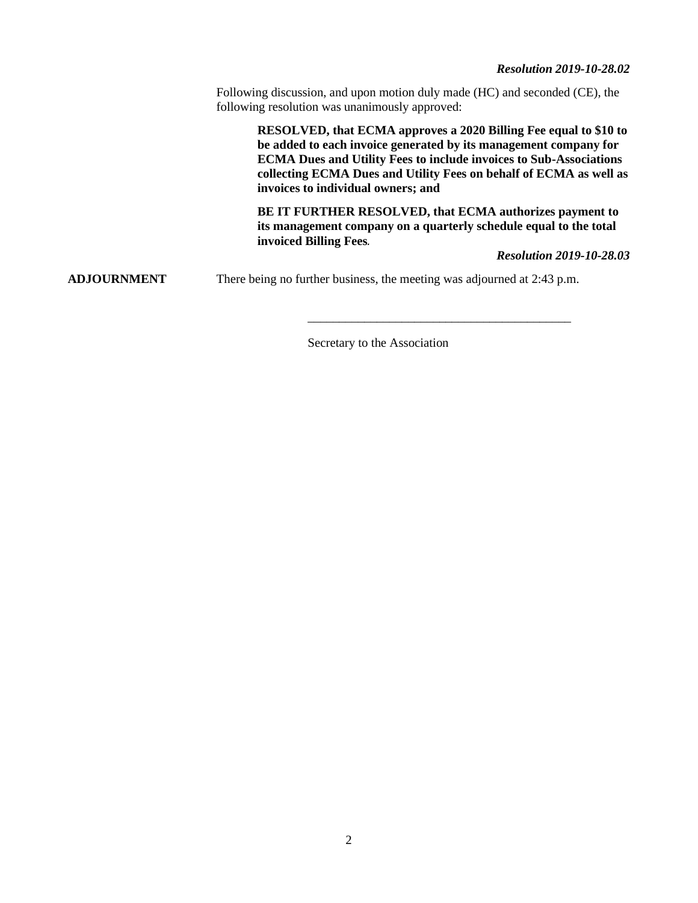***Resolution 2019-10-28.02***

Following discussion, and upon motion duly made (HC) and seconded (CE), the following resolution was unanimously approved:

> **RESOLVED, that ECMA approves a 2020 Billing Fee equal to $10 to be added to each invoice generated by its management company for ECMA Dues and Utility Fees to include invoices to Sub-Associations collecting ECMA Dues and Utility Fees on behalf of ECMA as well as invoices to individual owners; and**
>
> **BE IT FURTHER RESOLVED, that ECMA authorizes payment to its management company on a quarterly schedule equal to the total invoiced Billing Fees*.***

***Resolution 2019-10-28.03***

**ADJOURNMENT** There being no further business, the meeting was adjourned at 2:43 p.m.

\_\_\_\_\_\_\_\_\_\_\_\_\_\_\_\_\_\_\_\_\_\_\_\_\_\_\_\_\_\_\_\_\_\_\_\_\_\_\_\_\_\_

Secretary to the Association